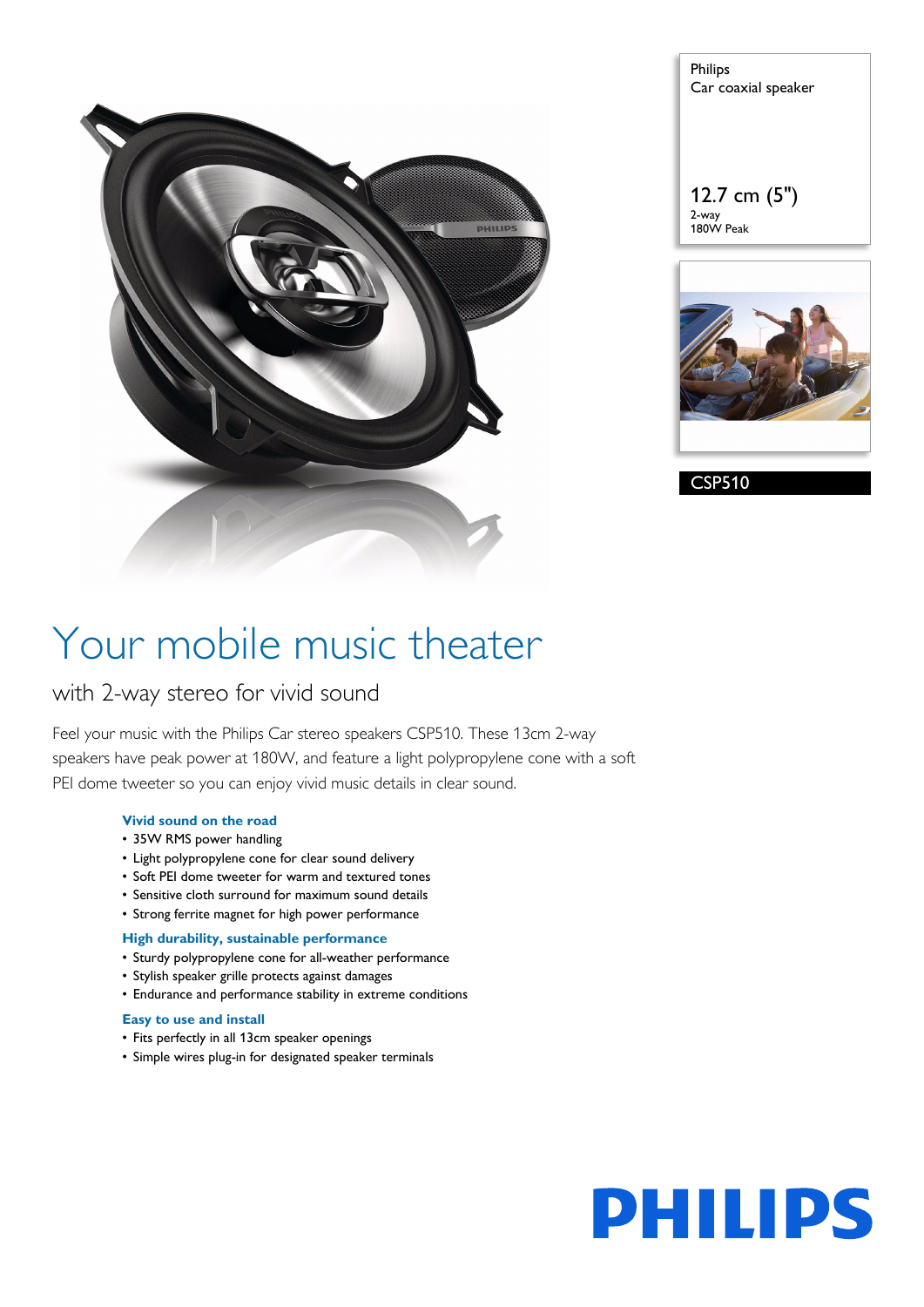Philips
Car coaxial speaker

12.7 cm (5")
2-way
180W Peak

CSP510

# Your mobile music theater

## with 2-way stereo for vivid sound

Feel your music with the Philips Car stereo speakers CSP510. These 13cm 2-way speakers have peak power at 180W, and feature a light polypropylene cone with a soft PEI dome tweeter so you can enjoy vivid music details in clear sound.

### Vivid sound on the road

- 35W RMS power handling
- Light polypropylene cone for clear sound delivery
- Soft PEI dome tweeter for warm and textured tones
- Sensitive cloth surround for maximum sound details
- Strong ferrite magnet for high power performance

### High durability, sustainable performance

- Sturdy polypropylene cone for all-weather performance
- Stylish speaker grille protects against damages
- Endurance and performance stability in extreme conditions

### Easy to use and install

- Fits perfectly in all 13cm speaker openings
- Simple wires plug-in for designated speaker terminals

PHILIPS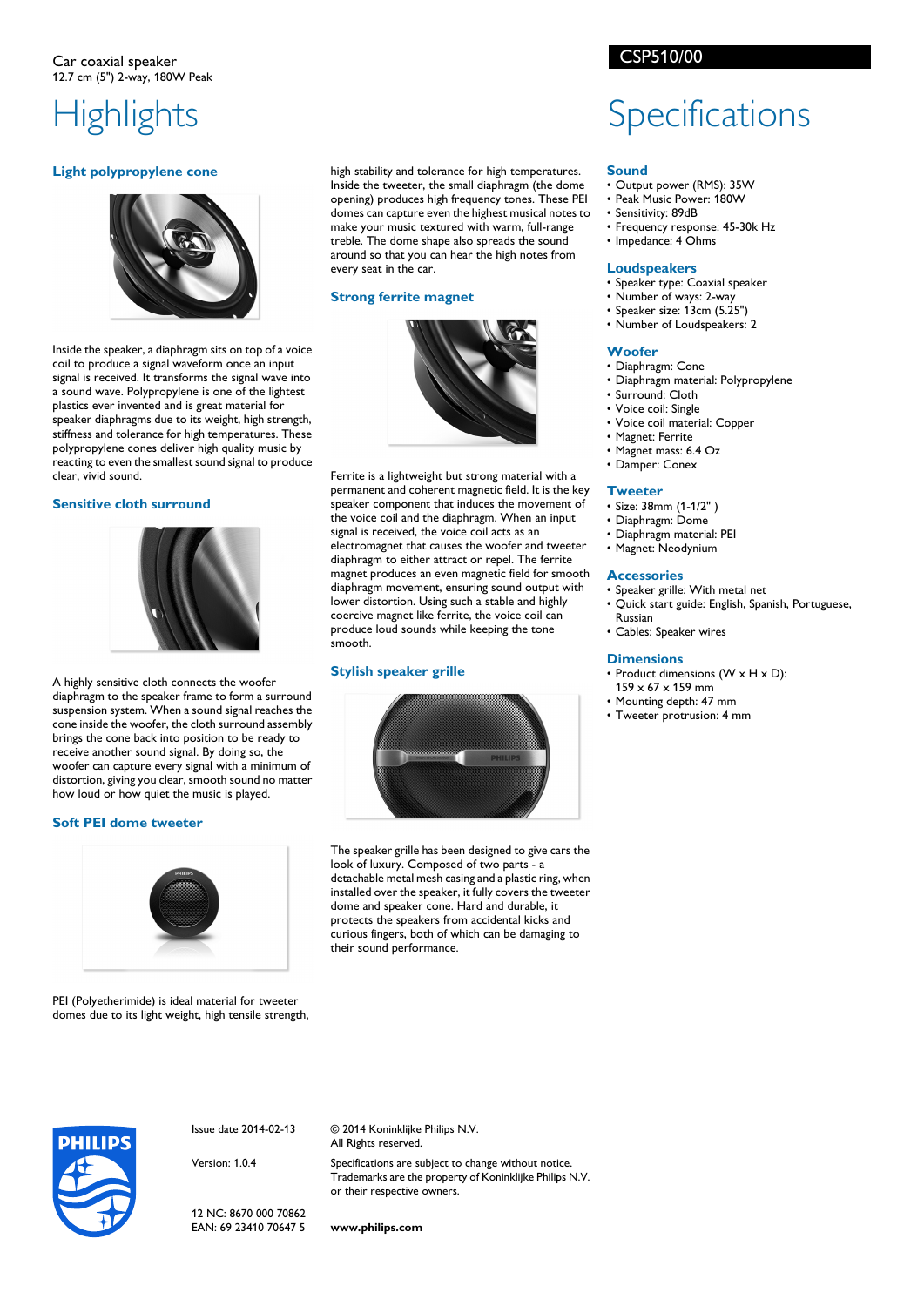Car coaxial speaker
12.7 cm (5") 2-way, 180W Peak

CSP510/00

# Highlights

### Light polypropylene cone

Inside the speaker, a diaphragm sits on top of a voice coil to produce a signal waveform once an input signal is received. It transforms the signal wave into a sound wave. Polypropylene is one of the lightest plastics ever invented and is great material for speaker diaphragms due to its weight, high strength, stiffness and tolerance for high temperatures. These polypropylene cones deliver high quality music by reacting to even the smallest sound signal to produce clear, vivid sound.

### Sensitive cloth surround

A highly sensitive cloth connects the woofer diaphragm to the speaker frame to form a surround suspension system. When a sound signal reaches the cone inside the woofer, the cloth surround assembly brings the cone back into position to be ready to receive another sound signal. By doing so, the woofer can capture every signal with a minimum of distortion, giving you clear, smooth sound no matter how loud or how quiet the music is played.

### Soft PEI dome tweeter

PEI (Polyetherimide) is ideal material for tweeter domes due to its light weight, high tensile strength, high stability and tolerance for high temperatures. Inside the tweeter, the small diaphragm (the dome opening) produces high frequency tones. These PEI domes can capture even the highest musical notes to make your music textured with warm, full-range treble. The dome shape also spreads the sound around so that you can hear the high notes from every seat in the car.

### Strong ferrite magnet

Ferrite is a lightweight but strong material with a permanent and coherent magnetic field. It is the key speaker component that induces the movement of the voice coil and the diaphragm. When an input signal is received, the voice coil acts as an electromagnet that causes the woofer and tweeter diaphragm to either attract or repel. The ferrite magnet produces an even magnetic field for smooth diaphragm movement, ensuring sound output with lower distortion. Using such a stable and highly coercive magnet like ferrite, the voice coil can produce loud sounds while keeping the tone smooth.

### Stylish speaker grille

The speaker grille has been designed to give cars the look of luxury. Composed of two parts - a detachable metal mesh casing and a plastic ring, when installed over the speaker, it fully covers the tweeter dome and speaker cone. Hard and durable, it protects the speakers from accidental kicks and curious fingers, both of which can be damaging to their sound performance.

# Specifications

### Sound
- Output power (RMS): 35W
- Peak Music Power: 180W
- Sensitivity: 89dB
- Frequency response: 45-30k Hz
- Impedance: 4 Ohms

### Loudspeakers
- Speaker type: Coaxial speaker
- Number of ways: 2-way
- Speaker size: 13cm (5.25")
- Number of Loudspeakers: 2

### Woofer
- Diaphragm: Cone
- Diaphragm material: Polypropylene
- Surround: Cloth
- Voice coil: Single
- Voice coil material: Copper
- Magnet: Ferrite
- Magnet mass: 6.4 Oz
- Damper: Conex

### Tweeter
- Size: 38mm (1-1/2" )
- Diaphragm: Dome
- Diaphragm material: PEI
- Magnet: Neodymium

### Accessories
- Speaker grille: With metal net
- Quick start guide: English, Spanish, Portuguese, Russian
- Cables: Speaker wires

### Dimensions
- Product dimensions (W x H x D): 159 x 67 x 159 mm
- Mounting depth: 47 mm
- Tweeter protrusion: 4 mm

Issue date 2014-02-13

Version: 1.0.4

12 NC: 8670 000 70862
EAN: 69 23410 70647 5

© 2014 Koninklijke Philips N.V.
All Rights reserved.

Specifications are subject to change without notice. Trademarks are the property of Koninklijke Philips N.V. or their respective owners.

**www.philips.com**